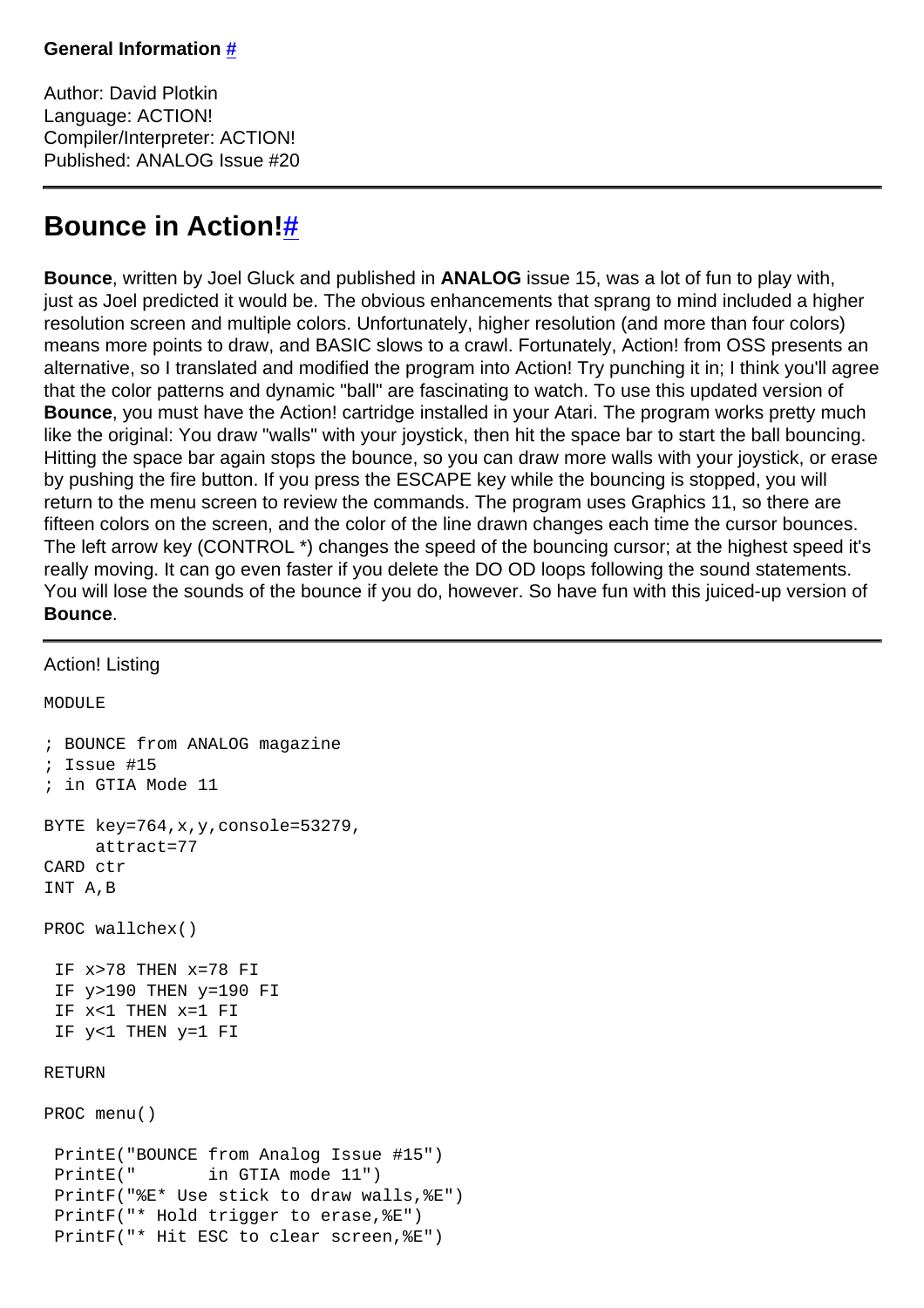**General Information** [#](#)

Author: David Plotkin
Language: ACTION!
Compiler/Interpreter: ACTION!
Published: ANALOG Issue #20

---

## Bounce in Action![#](#)

**Bounce**, written by Joel Gluck and published in **ANALOG** issue 15, was a lot of fun to play with, just as Joel predicted it would be. The obvious enhancements that sprang to mind included a higher resolution screen and multiple colors. Unfortunately, higher resolution (and more than four colors) means more points to draw, and BASIC slows to a crawl. Fortunately, Action! from OSS presents an alternative, so I translated and modified the program into Action! Try punching it in; I think you'll agree that the color patterns and dynamic "ball" are fascinating to watch. To use this updated version of **Bounce**, you must have the Action! cartridge installed in your Atari. The program works pretty much like the original: You draw "walls" with your joystick, then hit the space bar to start the ball bouncing. Hitting the space bar again stops the bounce, so you can draw more walls with your joystick, or erase by pushing the fire button. If you press the ESCAPE key while the bouncing is stopped, you will return to the menu screen to review the commands. The program uses Graphics 11, so there are fifteen colors on the screen, and the color of the line drawn changes each time the cursor bounces. The left arrow key (CONTROL *) changes the speed of the bouncing cursor; at the highest speed it's really moving. It can go even faster if you delete the DO OD loops following the sound statements. You will lose the sounds of the bounce if you do, however. So have fun with this juiced-up version of **Bounce**.

---

Action! Listing

```
MODULE

; BOUNCE from ANALOG magazine
; Issue #15
; in GTIA Mode 11

BYTE key=764,x,y,console=53279,
     attract=77
CARD ctr
INT A,B

PROC wallchex()

 IF x>78 THEN x=78 FI
 IF y>190 THEN y=190 FI
 IF x<1 THEN x=1 FI
 IF y<1 THEN y=1 FI

RETURN

PROC menu()

 PrintE("BOUNCE from Analog Issue #15")
 PrintE("       in GTIA mode 11")
 PrintF("%E* Use stick to draw walls,%E")
 PrintF("* Hold trigger to erase,%E")
 PrintF("* Hit ESC to clear screen,%E")
```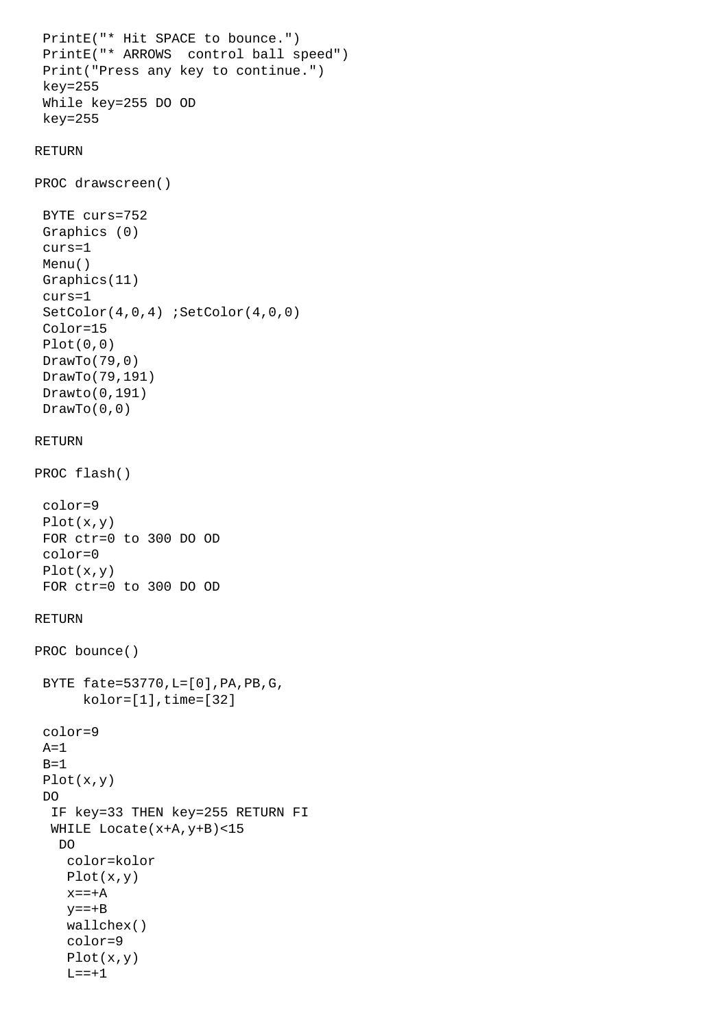```
 PrintE("* Hit SPACE to bounce.")
 PrintE("* ARROWS  control ball speed")
 Print("Press any key to continue.")
 key=255
 While key=255 DO OD
 key=255

RETURN

PROC drawscreen()

 BYTE curs=752
 Graphics (0)
 curs=1
 Menu()
 Graphics(11)
 curs=1
 SetColor(4,0,4) ;SetColor(4,0,0)
 Color=15
 Plot(0,0)
 DrawTo(79,0)
 DrawTo(79,191)
 Drawto(0,191)
 DrawTo(0,0)

RETURN

PROC flash()

 color=9
 Plot(x,y)
 FOR ctr=0 to 300 DO OD
 color=0
 Plot(x,y)
 FOR ctr=0 to 300 DO OD

RETURN

PROC bounce()

 BYTE fate=53770,L=[0],PA,PB,G,
      kolor=[1],time=[32]

 color=9
 A=1
 B=1
 Plot(x,y)
 DO
  IF key=33 THEN key=255 RETURN FI
  WHILE Locate(x+A,y+B)<15
   DO
    color=kolor
    Plot(x,y)
    x==+A
    y==+B
    wallchex()
    color=9
    Plot(x,y)
    L==+1
```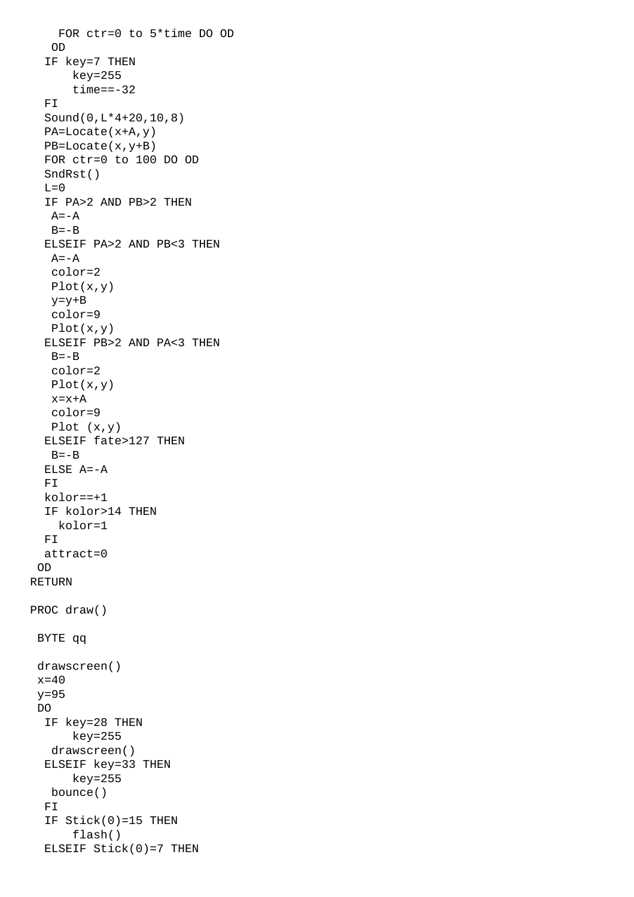```
    FOR ctr=0 to 5*time DO OD
   OD
  IF key=7 THEN
      key=255
      time==-32
  FI
  Sound(0,L*4+20,10,8)
  PA=Locate(x+A,y)
  PB=Locate(x,y+B)
  FOR ctr=0 to 100 DO OD
  SndRst()
  L=0
  IF PA>2 AND PB>2 THEN
   A=-A
   B=-B
  ELSEIF PA>2 AND PB<3 THEN
   A=-A
   color=2
   Plot(x,y)
   y=y+B
   color=9
   Plot(x,y)
  ELSEIF PB>2 AND PA<3 THEN
   B=-B
   color=2
   Plot(x,y)
   x=x+A
   color=9
   Plot (x,y)
  ELSEIF fate>127 THEN
   B=-B
  ELSE A=-A
  FI
  kolor==+1
  IF kolor>14 THEN
    kolor=1
  FI
  attract=0
 OD
RETURN

PROC draw()

 BYTE qq

 drawscreen()
 x=40
 y=95
 DO
  IF key=28 THEN
      key=255
   drawscreen()
  ELSEIF key=33 THEN
      key=255
   bounce()
  FI
  IF Stick(0)=15 THEN
      flash()
  ELSEIF Stick(0)=7 THEN
```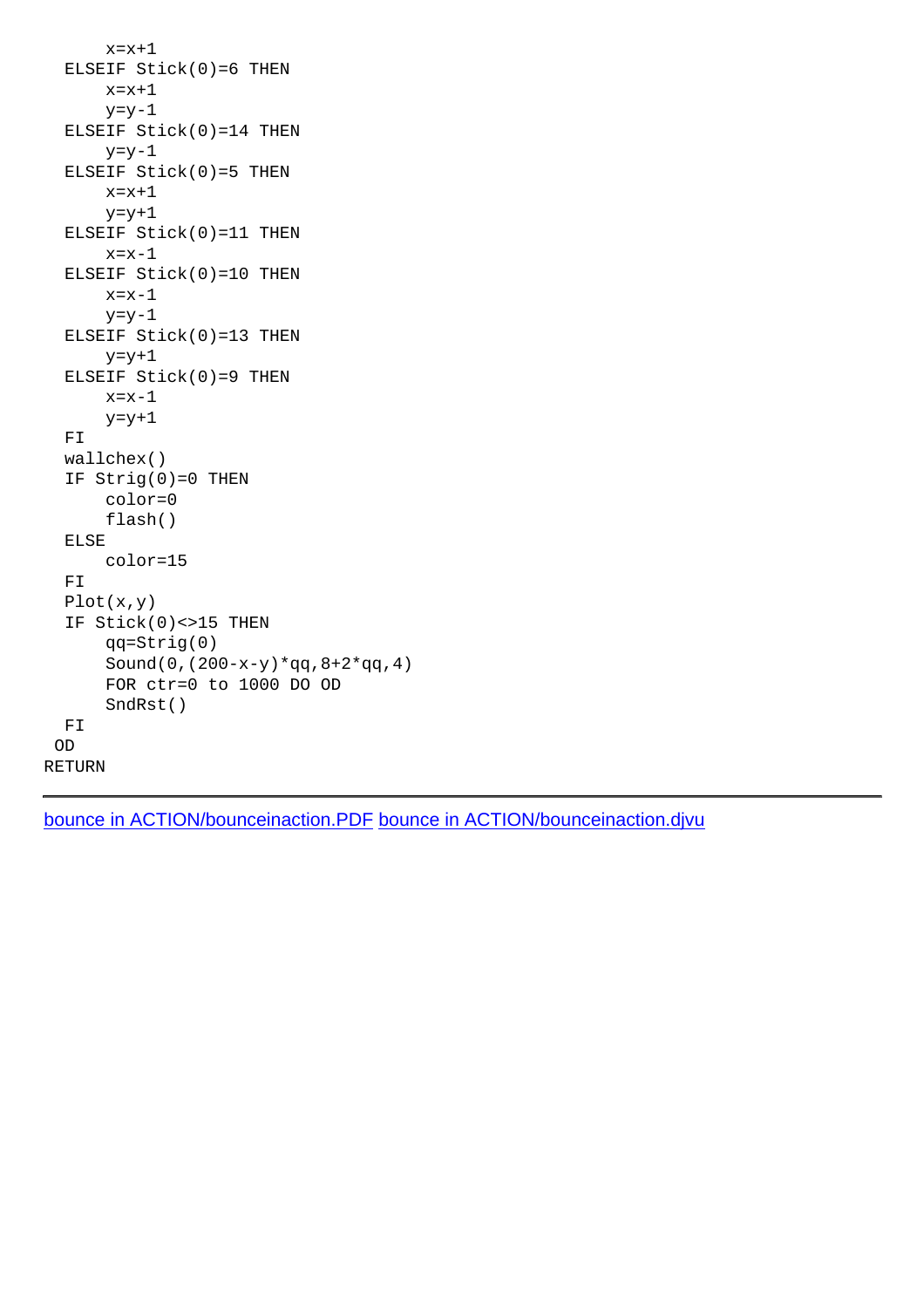```
      x=x+1
  ELSEIF Stick(0)=6 THEN
      x=x+1
      y=y-1
  ELSEIF Stick(0)=14 THEN
      y=y-1
  ELSEIF Stick(0)=5 THEN
      x=x+1
      y=y+1
  ELSEIF Stick(0)=11 THEN
      x=x-1
  ELSEIF Stick(0)=10 THEN
      x=x-1
      y=y-1
  ELSEIF Stick(0)=13 THEN
      y=y+1
  ELSEIF Stick(0)=9 THEN
      x=x-1
      y=y+1
  FI
  wallchex()
  IF Strig(0)=0 THEN
      color=0
      flash()
  ELSE
      color=15
  FI
  Plot(x,y)
  IF Stick(0)<>15 THEN
      qq=Strig(0)
      Sound(0,(200-x-y)*qq,8+2*qq,4)
      FOR ctr=0 to 1000 DO OD
      SndRst()
  FI
 OD
RETURN
```

---

bounce in ACTION/bounceinaction.PDF bounce in ACTION/bounceinaction.djvu